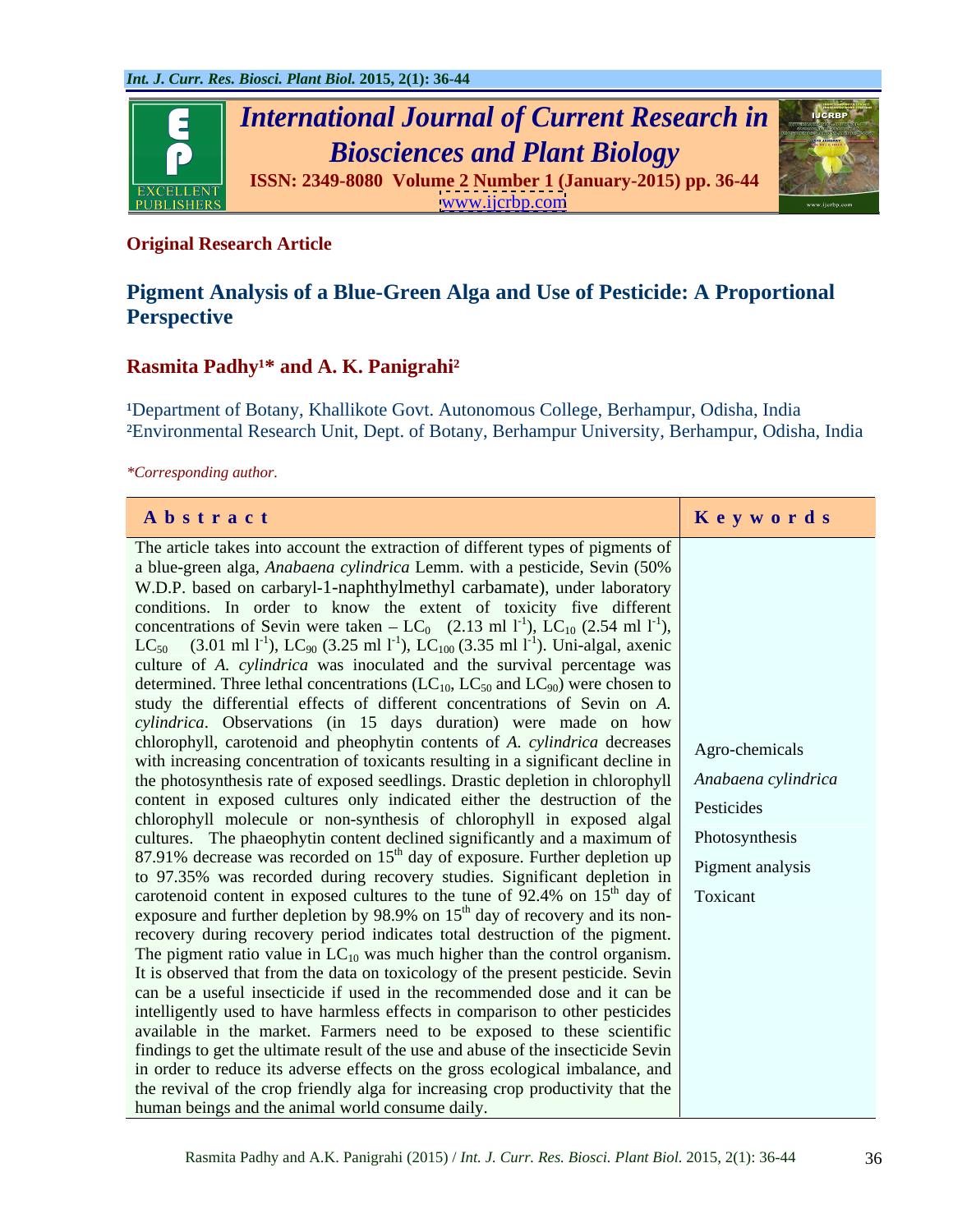**Original Research Article**

# Pigment Analysis of a Blue-Green Alga and Use of Pesticide: A Proportional Perspective

**Rasmita Padhy[1]* and A. K. Panigrahi[2]**

[1]Department of Botany, Khallikote Govt. Autonomous College, Berhampur, Odisha, India
[2]Environmental Research Unit, Dept. of Botany, Berhampur University, Berhampur, Odisha, India

*\*Corresponding author.*

| Abstract | Keywords |
|---|---|
| The article takes into account the extraction of different types of pigments of a blue-green alga, *Anabaena cylindrica* Lemm. with a pesticide, Sevin (50% W.D.P. based on carbaryl-1-naphthylmethyl carbamate), under laboratory conditions. In order to know the extent of toxicity five different concentrations of Sevin were taken – $LC_0$ (2.13 ml $l^{-1}$), $LC_{10}$ (2.54 ml $l^{-1}$), $LC_{50}$ (3.01 ml $l^{-1}$), $LC_{90}$ (3.25 ml $l^{-1}$), $LC_{100}$ (3.35 ml $l^{-1}$). Uni-algal, axenic culture of *A. cylindrica* was inoculated and the survival percentage was determined. Three lethal concentrations ($LC_{10}$, $LC_{50}$ and $LC_{90}$) were chosen to study the differential effects of different concentrations of Sevin on *A. cylindrica*. Observations (in 15 days duration) were made on how chlorophyll, carotenoid and pheophytin contents of *A. cylindrica* decreases with increasing concentration of toxicants resulting in a significant decline in the photosynthesis rate of exposed seedlings. Drastic depletion in chlorophyll content in exposed cultures only indicated either the destruction of the chlorophyll molecule or non-synthesis of chlorophyll in exposed algal cultures. The phaeophytin content declined significantly and a maximum of 87.91% decrease was recorded on $15^{th}$ day of exposure. Further depletion up to 97.35% was recorded during recovery studies. Significant depletion in carotenoid content in exposed cultures to the tune of 92.4% on $15^{th}$ day of exposure and further depletion by 98.9% on $15^{th}$ day of recovery and its non-recovery during recovery period indicates total destruction of the pigment. The pigment ratio value in $LC_{10}$ was much higher than the control organism. It is observed that from the data on toxicology of the present pesticide. Sevin can be a useful insecticide if used in the recommended dose and it can be intelligently used to have harmless effects in comparison to other pesticides available in the market. Farmers need to be exposed to these scientific findings to get the ultimate result of the use and abuse of the insecticide Sevin in order to reduce its adverse effects on the gross ecological imbalance, and the revival of the crop friendly alga for increasing crop productivity that the human beings and the animal world consume daily. | Agro-chemicals<br>*Anabaena cylindrica*<br>Pesticides<br>Photosynthesis<br>Pigment analysis<br>Toxicant |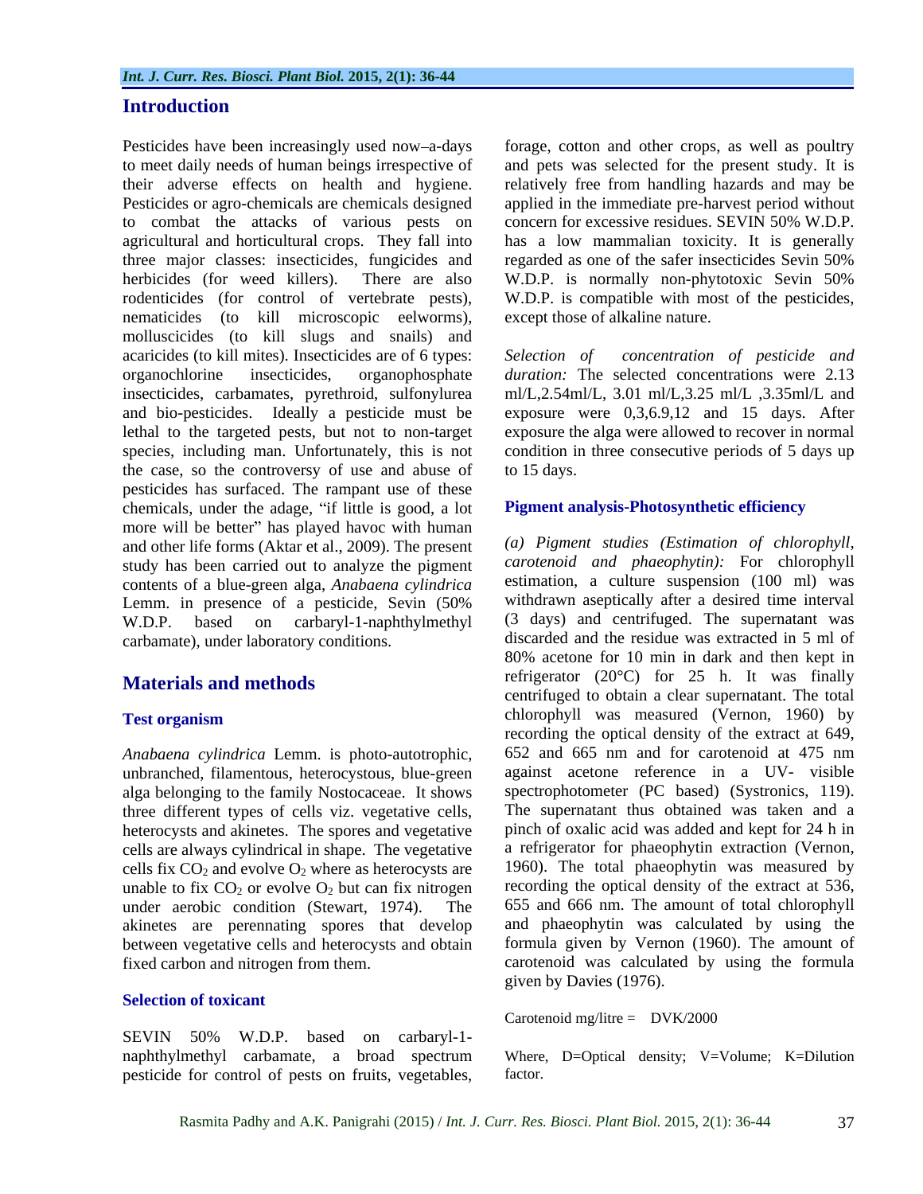## Introduction

Pesticides have been increasingly used now–a-days to meet daily needs of human beings irrespective of their adverse effects on health and hygiene. Pesticides or agro-chemicals are chemicals designed to combat the attacks of various pests on agricultural and horticultural crops. They fall into three major classes: insecticides, fungicides and herbicides (for weed killers). There are also rodenticides (for control of vertebrate pests), nematicides (to kill microscopic eelworms), molluscicides (to kill slugs and snails) and acaricides (to kill mites). Insecticides are of 6 types: organochlorine insecticides, organophosphate insecticides, carbamates, pyrethroid, sulfonylurea and bio-pesticides. Ideally a pesticide must be lethal to the targeted pests, but not to non-target species, including man. Unfortunately, this is not the case, so the controversy of use and abuse of pesticides has surfaced. The rampant use of these chemicals, under the adage, "if little is good, a lot more will be better" has played havoc with human and other life forms (Aktar et al., 2009). The present study has been carried out to analyze the pigment contents of a blue-green alga, *Anabaena cylindrica* Lemm. in presence of a pesticide, Sevin (50% W.D.P. based on carbaryl-1-naphthylmethyl carbamate), under laboratory conditions.

## Materials and methods

### Test organism

*Anabaena cylindrica* Lemm. is photo-autotrophic, unbranched, filamentous, heterocystous, blue-green alga belonging to the family Nostocaceae. It shows three different types of cells viz. vegetative cells, heterocysts and akinetes. The spores and vegetative cells are always cylindrical in shape. The vegetative cells fix $CO_2$ and evolve $O_2$ where as heterocysts are unable to fix $CO_2$ or evolve $O_2$ but can fix nitrogen under aerobic condition (Stewart, 1974). The akinetes are perennating spores that develop between vegetative cells and heterocysts and obtain fixed carbon and nitrogen from them.

### Selection of toxicant

SEVIN 50% W.D.P. based on carbaryl-1-naphthylmethyl carbamate, a broad spectrum pesticide for control of pests on fruits, vegetables, forage, cotton and other crops, as well as poultry and pets was selected for the present study. It is relatively free from handling hazards and may be applied in the immediate pre-harvest period without concern for excessive residues. SEVIN 50% W.D.P. has a low mammalian toxicity. It is generally regarded as one of the safer insecticides Sevin 50% W.D.P. is normally non-phytotoxic Sevin 50% W.D.P. is compatible with most of the pesticides, except those of alkaline nature.

*Selection of concentration of pesticide and duration:* The selected concentrations were 2.13 ml/L,2.54ml/L, 3.01 ml/L,3.25 ml/L ,3.35ml/L and exposure were 0,3,6.9,12 and 15 days. After exposure the alga were allowed to recover in normal condition in three consecutive periods of 5 days up to 15 days.

### Pigment analysis-Photosynthetic efficiency

*(a) Pigment studies (Estimation of chlorophyll, carotenoid and phaeophytin):* For chlorophyll estimation, a culture suspension (100 ml) was withdrawn aseptically after a desired time interval (3 days) and centrifuged. The supernatant was discarded and the residue was extracted in 5 ml of 80% acetone for 10 min in dark and then kept in refrigerator (20°C) for 25 h. It was finally centrifuged to obtain a clear supernatant. The total chlorophyll was measured (Vernon, 1960) by recording the optical density of the extract at 649, 652 and 665 nm and for carotenoid at 475 nm against acetone reference in a UV- visible spectrophotometer (PC based) (Systronics, 119). The supernatant thus obtained was taken and a pinch of oxalic acid was added and kept for 24 h in a refrigerator for phaeophytin extraction (Vernon, 1960). The total phaeophytin was measured by recording the optical density of the extract at 536, 655 and 666 nm. The amount of total chlorophyll and phaeophytin was calculated by using the formula given by Vernon (1960). The amount of carotenoid was calculated by using the formula given by Davies (1976).

$$\text{Carotenoid mg/litre} = DVK/2000$$

Where, D=Optical density; V=Volume; K=Dilution factor.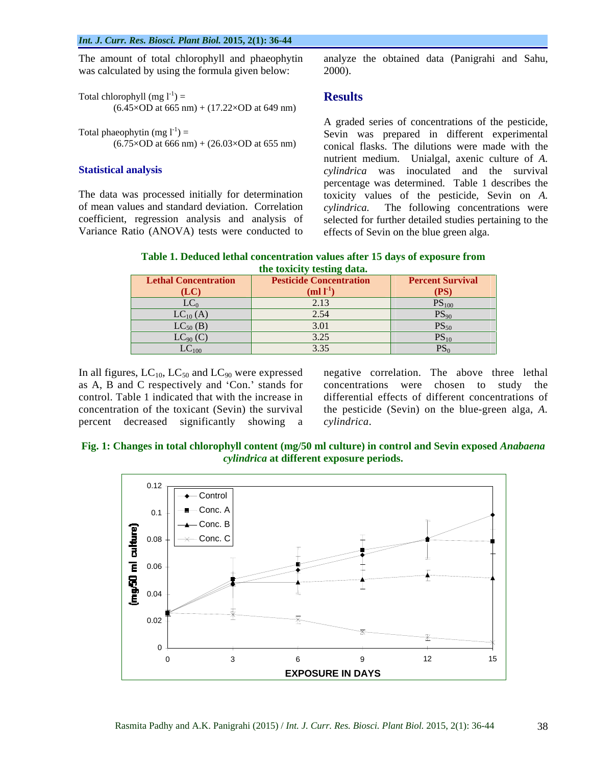The amount of total chlorophyll and phaeophytin was calculated by using the formula given below:

Total chlorophyll (mg $l^{-1}$) =
(6.45×OD at 665 nm) + (17.22×OD at 649 nm)

Total phaeophytin (mg $l^{-1}$) =
(6.75×OD at 666 nm) + (26.03×OD at 655 nm)

### Statistical analysis

The data was processed initially for determination of mean values and standard deviation. Correlation coefficient, regression analysis and analysis of Variance Ratio (ANOVA) tests were conducted to analyze the obtained data (Panigrahi and Sahu, 2000).

## Results

A graded series of concentrations of the pesticide, Sevin was prepared in different experimental conical flasks. The dilutions were made with the nutrient medium. Unialgal, axenic culture of *A. cylindrica* was inoculated and the survival percentage was determined. Table 1 describes the toxicity values of the pesticide, Sevin on *A. cylindrica.* The following concentrations were selected for further detailed studies pertaining to the effects of Sevin on the blue green alga.

**Table 1. Deduced lethal concentration values after 15 days of exposure from the toxicity testing data.**

| Lethal Concentration (LC) | Pesticide Concentration (ml $l^{-1}$) | Percent Survival (PS) |
|---|---|---|
| $LC_0$ | 2.13 | $PS_{100}$ |
| $LC_{10}$ (A) | 2.54 | $PS_{90}$ |
| $LC_{50}$ (B) | 3.01 | $PS_{50}$ |
| $LC_{90}$ (C) | 3.25 | $PS_{10}$ |
| $LC_{100}$ | 3.35 | $PS_0$ |

In all figures, $LC_{10}$, $LC_{50}$ and $LC_{90}$ were expressed as A, B and C respectively and 'Con.' stands for control. Table 1 indicated that with the increase in concentration of the toxicant (Sevin) the survival percent decreased significantly showing a negative correlation. The above three lethal concentrations were chosen to study the differential effects of different concentrations of the pesticide (Sevin) on the blue-green alga, *A. cylindrica*.

**Fig. 1: Changes in total chlorophyll content (mg/50 ml culture) in control and Sevin exposed *Anabaena cylindrica* at different exposure periods.**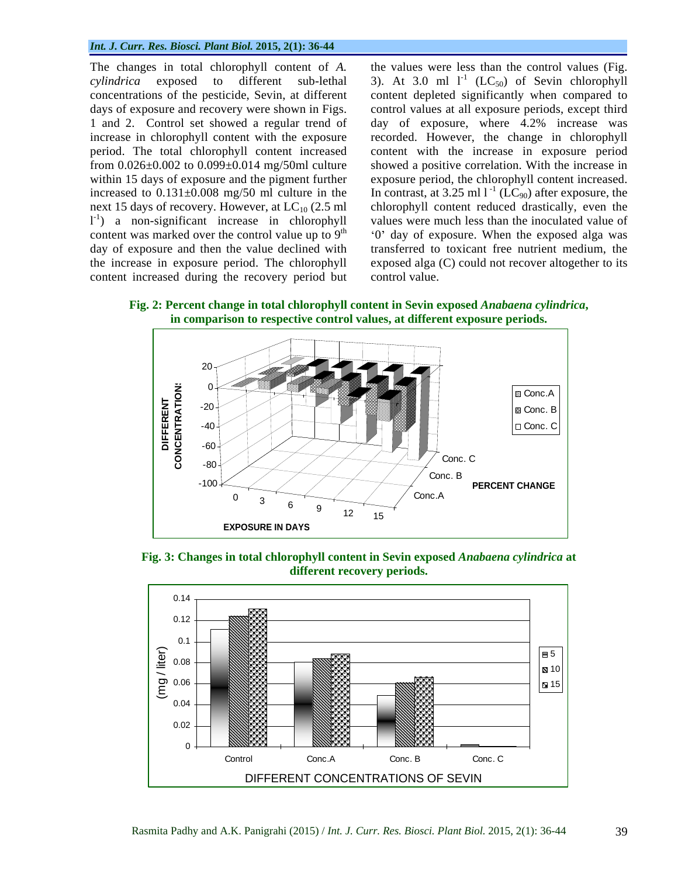The changes in total chlorophyll content of *A. cylindrica* exposed to different sub-lethal concentrations of the pesticide, Sevin, at different days of exposure and recovery were shown in Figs. 1 and 2. Control set showed a regular trend of increase in chlorophyll content with the exposure period. The total chlorophyll content increased from 0.026±0.002 to 0.099±0.014 mg/50ml culture within 15 days of exposure and the pigment further increased to 0.131±0.008 mg/50 ml culture in the next 15 days of recovery. However, at $LC_{10}$ (2.5 ml $l^{-1}$) a non-significant increase in chlorophyll content was marked over the control value up to 9th day of exposure and then the value declined with the increase in exposure period. The chlorophyll content increased during the recovery period but the values were less than the control values (Fig. 3). At 3.0 ml $l^{-1}$ ($LC_{50}$) of Sevin chlorophyll content depleted significantly when compared to control values at all exposure periods, except third day of exposure, where 4.2% increase was recorded. However, the change in chlorophyll content with the increase in exposure period showed a positive correlation. With the increase in exposure period, the chlorophyll content increased. In contrast, at 3.25 ml $l^{-1}$ ($LC_{90}$) after exposure, the chlorophyll content reduced drastically, even the values were much less than the inoculated value of '0' day of exposure. When the exposed alga was transferred to toxicant free nutrient medium, the exposed alga (C) could not recover altogether to its control value.

**Fig. 2: Percent change in total chlorophyll content in Sevin exposed *Anabaena cylindrica*, in comparison to respective control values, at different exposure periods.**

**Fig. 3: Changes in total chlorophyll content in Sevin exposed *Anabaena cylindrica* at different recovery periods.**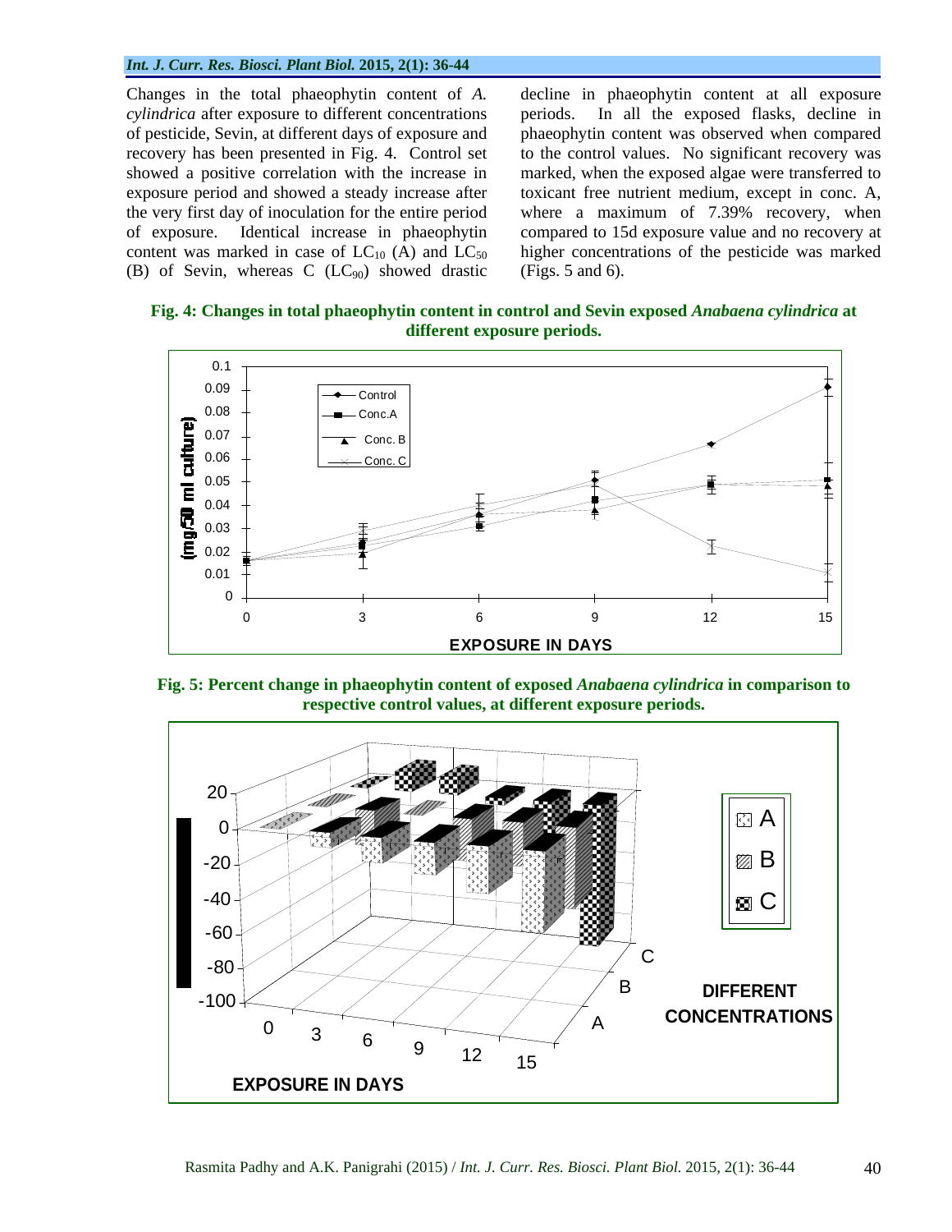Changes in the total phaeophytin content of *A. cylindrica* after exposure to different concentrations of pesticide, Sevin, at different days of exposure and recovery has been presented in Fig. 4. Control set showed a positive correlation with the increase in exposure period and showed a steady increase after the very first day of inoculation for the entire period of exposure. Identical increase in phaeophytin content was marked in case of $LC_{10}$ (A) and $LC_{50}$ (B) of Sevin, whereas C ($LC_{90}$) showed drastic decline in phaeophytin content at all exposure periods. In all the exposed flasks, decline in phaeophytin content was observed when compared to the control values. No significant recovery was marked, when the exposed algae were transferred to toxicant free nutrient medium, except in conc. A, where a maximum of 7.39% recovery, when compared to 15d exposure value and no recovery at higher concentrations of the pesticide was marked (Figs. 5 and 6).

**Fig. 4: Changes in total phaeophytin content in control and Sevin exposed *Anabaena cylindrica* at different exposure periods.**

**Fig. 5: Percent change in phaeophytin content of exposed *Anabaena cylindrica* in comparison to respective control values, at different exposure periods.**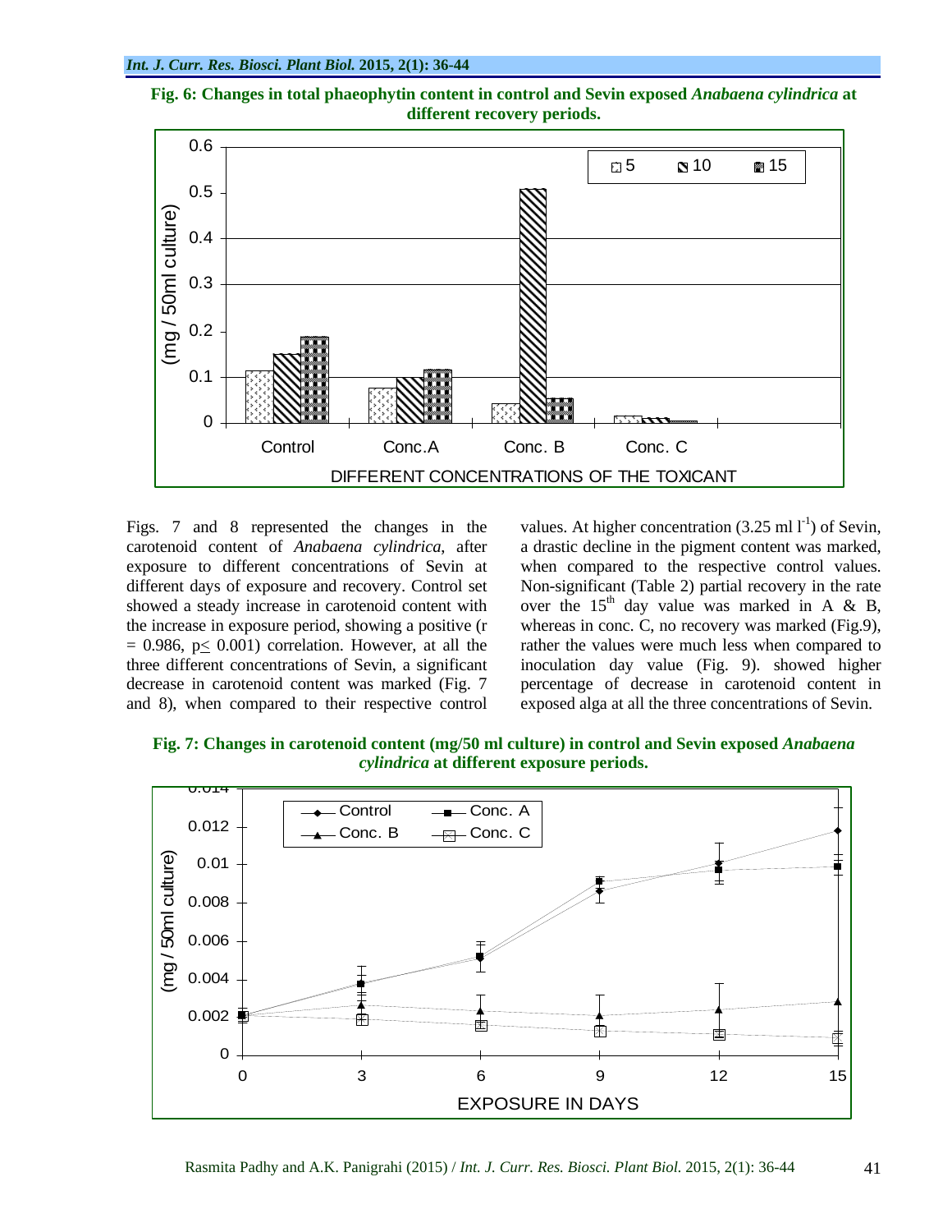**Fig. 6: Changes in total phaeophytin content in control and Sevin exposed *Anabaena cylindrica* at different recovery periods.**

Figs. 7 and 8 represented the changes in the carotenoid content of *Anabaena cylindrica*, after exposure to different concentrations of Sevin at different days of exposure and recovery. Control set showed a steady increase in carotenoid content with the increase in exposure period, showing a positive (r = 0.986, p≤ 0.001) correlation. However, at all the three different concentrations of Sevin, a significant decrease in carotenoid content was marked (Fig. 7 and 8), when compared to their respective control values. At higher concentration (3.25 ml $l^{-1}$) of Sevin, a drastic decline in the pigment content was marked, when compared to the respective control values. Non-significant (Table 2) partial recovery in the rate over the $15^{th}$ day value was marked in A & B, whereas in conc. C, no recovery was marked (Fig.9), rather the values were much less when compared to inoculation day value (Fig. 9). showed higher percentage of decrease in carotenoid content in exposed alga at all the three concentrations of Sevin.

**Fig. 7: Changes in carotenoid content (mg/50 ml culture) in control and Sevin exposed *Anabaena cylindrica* at different exposure periods.**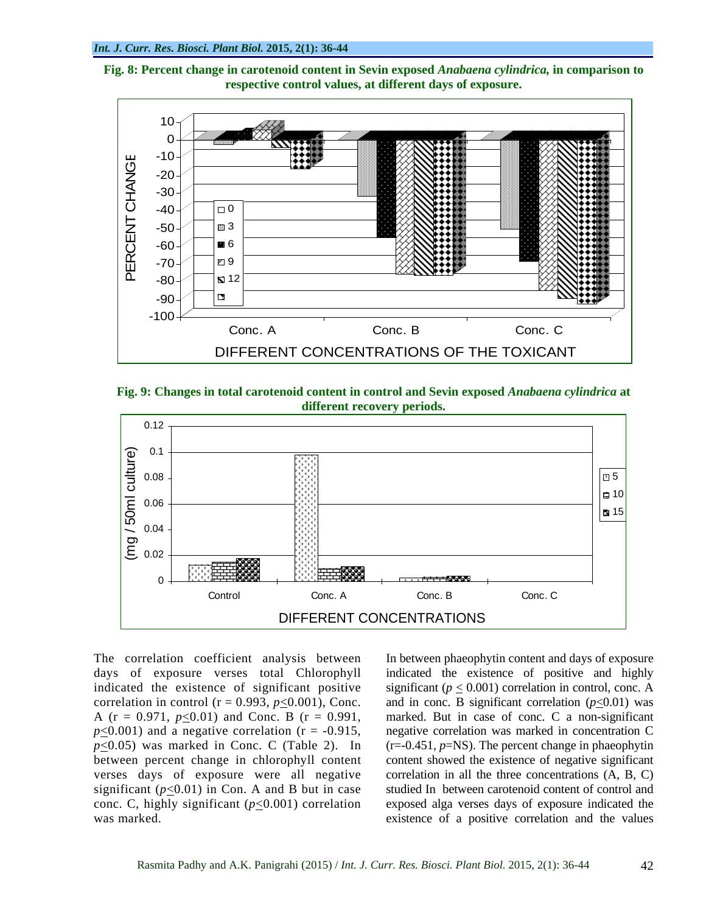**Fig. 8: Percent change in carotenoid content in Sevin exposed *Anabaena cylindrica,* in comparison to respective control values, at different days of exposure.**

**Fig. 9: Changes in total carotenoid content in control and Sevin exposed *Anabaena cylindrica* at different recovery periods.**

The correlation coefficient analysis between days of exposure verses total Chlorophyll indicated the existence of significant positive correlation in control (r = 0.993, $p \leq 0.001$), Conc. A (r = 0.971, $p \leq 0.01$) and Conc. B (r = 0.991, $p \leq 0.001$) and a negative correlation (r = -0.915, $p \leq 0.05$) was marked in Conc. C (Table 2). In between percent change in chlorophyll content verses days of exposure were all negative significant ($p \leq 0.01$) in Con. A and B but in case conc. C, highly significant ($p \leq 0.001$) correlation was marked.

In between phaeophytin content and days of exposure indicated the existence of positive and highly significant ($p \leq 0.001$) correlation in control, conc. A and in conc. B significant correlation ($p \leq 0.01$) was marked. But in case of conc. C a non-significant negative correlation was marked in concentration C (r=-0.451, *p*=NS). The percent change in phaeophytin content showed the existence of negative significant correlation in all the three concentrations (A, B, C) studied In between carotenoid content of control and exposed alga verses days of exposure indicated the existence of a positive correlation and the values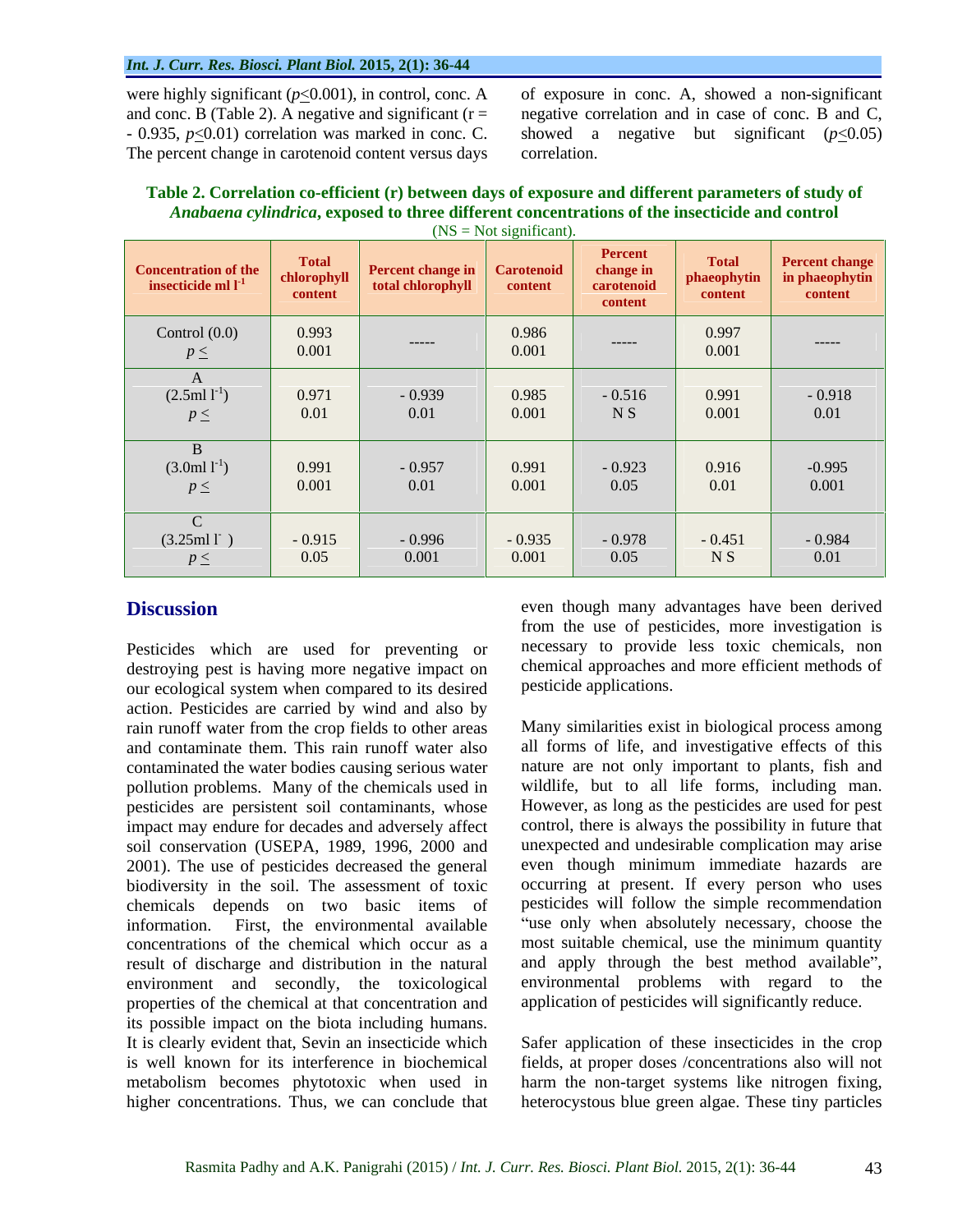were highly significant ($p \leq 0.001$), in control, conc. A and conc. B (Table 2). A negative and significant ($r = -0.935$, $p \leq 0.01$) correlation was marked in conc. C. The percent change in carotenoid content versus days of exposure in conc. A, showed a non-significant negative correlation and in case of conc. B and C, showed a negative but significant ($p \leq 0.05$) correlation.

**Table 2. Correlation co-efficient (r) between days of exposure and different parameters of study of *Anabaena cylindrica*, exposed to three different concentrations of the insecticide and control** (NS = Not significant).

| Concentration of the insecticide ml $l^{-1}$ | Total chlorophyll content | Percent change in total chlorophyll | Carotenoid content | Percent change in carotenoid content | Total phaeophytin content | Percent change in phaeophytin content |
|---|---|---|---|---|---|---|
| Control (0.0) | 0.993 | ----- | 0.986 | ----- | 0.997 | ----- |
| $p \leq$ | 0.001 | | 0.001 | | 0.001 | |
| A (2.5ml $l^{-1}$) | 0.971 | - 0.939 | 0.985 | - 0.516 | 0.991 | - 0.918 |
| $p \leq$ | 0.01 | 0.01 | 0.001 | N S | 0.001 | 0.01 |
| B (3.0ml $l^{-1}$) | 0.991 | - 0.957 | 0.991 | - 0.923 | 0.916 | -0.995 |
| $p \leq$ | 0.001 | 0.01 | 0.001 | 0.05 | 0.01 | 0.001 |
| C (3.25ml $l^{-}$ ) | - 0.915 | - 0.996 | - 0.935 | - 0.978 | - 0.451 | - 0.984 |
| $p \leq$ | 0.05 | 0.001 | 0.001 | 0.05 | N S | 0.01 |

## Discussion

Pesticides which are used for preventing or destroying pest is having more negative impact on our ecological system when compared to its desired action. Pesticides are carried by wind and also by rain runoff water from the crop fields to other areas and contaminate them. This rain runoff water also contaminated the water bodies causing serious water pollution problems. Many of the chemicals used in pesticides are persistent soil contaminants, whose impact may endure for decades and adversely affect soil conservation (USEPA, 1989, 1996, 2000 and 2001). The use of pesticides decreased the general biodiversity in the soil. The assessment of toxic chemicals depends on two basic items of information. First, the environmental available concentrations of the chemical which occur as a result of discharge and distribution in the natural environment and secondly, the toxicological properties of the chemical at that concentration and its possible impact on the biota including humans. It is clearly evident that, Sevin an insecticide which is well known for its interference in biochemical metabolism becomes phytotoxic when used in higher concentrations. Thus, we can conclude that even though many advantages have been derived from the use of pesticides, more investigation is necessary to provide less toxic chemicals, non chemical approaches and more efficient methods of pesticide applications.

Many similarities exist in biological process among all forms of life, and investigative effects of this nature are not only important to plants, fish and wildlife, but to all life forms, including man. However, as long as the pesticides are used for pest control, there is always the possibility in future that unexpected and undesirable complication may arise even though minimum immediate hazards are occurring at present. If every person who uses pesticides will follow the simple recommendation "use only when absolutely necessary, choose the most suitable chemical, use the minimum quantity and apply through the best method available", environmental problems with regard to the application of pesticides will significantly reduce.

Safer application of these insecticides in the crop fields, at proper doses /concentrations also will not harm the non-target systems like nitrogen fixing, heterocystous blue green algae. These tiny particles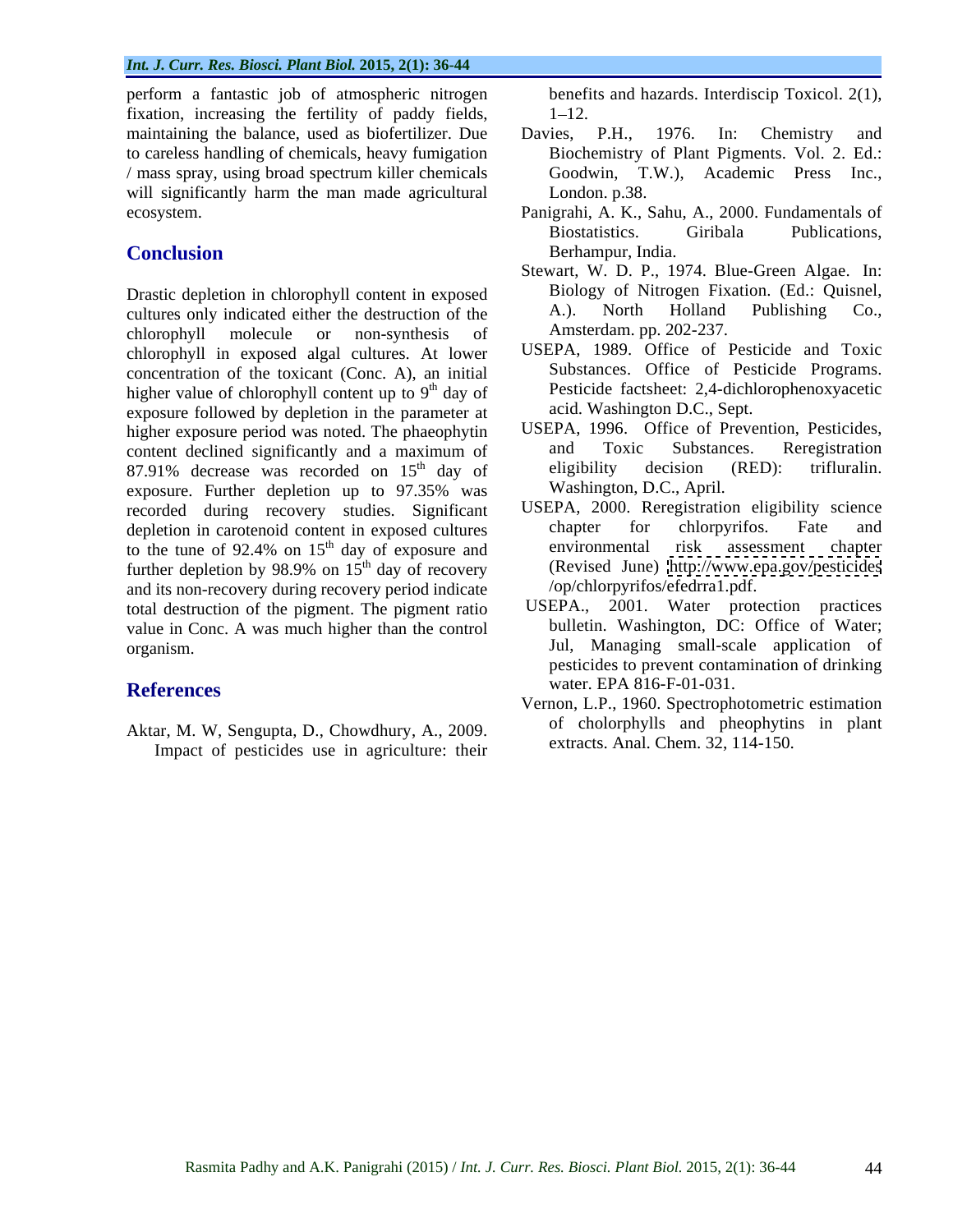perform a fantastic job of atmospheric nitrogen fixation, increasing the fertility of paddy fields, maintaining the balance, used as biofertilizer. Due to careless handling of chemicals, heavy fumigation / mass spray, using broad spectrum killer chemicals will significantly harm the man made agricultural ecosystem.

## Conclusion

Drastic depletion in chlorophyll content in exposed cultures only indicated either the destruction of the chlorophyll molecule or non-synthesis of chlorophyll in exposed algal cultures. At lower concentration of the toxicant (Conc. A), an initial higher value of chlorophyll content up to 9th day of exposure followed by depletion in the parameter at higher exposure period was noted. The phaeophytin content declined significantly and a maximum of 87.91% decrease was recorded on 15th day of exposure. Further depletion up to 97.35% was recorded during recovery studies. Significant depletion in carotenoid content in exposed cultures to the tune of 92.4% on 15th day of exposure and further depletion by 98.9% on 15th day of recovery and its non-recovery during recovery period indicate total destruction of the pigment. The pigment ratio value in Conc. A was much higher than the control organism.

## References

Aktar, M. W, Sengupta, D., Chowdhury, A., 2009. Impact of pesticides use in agriculture: their benefits and hazards. Interdiscip Toxicol. 2(1), 1–12.

Davies, P.H., 1976. In: Chemistry and Biochemistry of Plant Pigments. Vol. 2. Ed.: Goodwin, T.W.), Academic Press Inc., London. p.38.

Panigrahi, A. K., Sahu, A., 2000. Fundamentals of Biostatistics. Giribala Publications, Berhampur, India.

Stewart, W. D. P., 1974. Blue-Green Algae. In: Biology of Nitrogen Fixation. (Ed.: Quisnel, A.). North Holland Publishing Co., Amsterdam. pp. 202-237.

USEPA, 1989. Office of Pesticide and Toxic Substances. Office of Pesticide Programs. Pesticide factsheet: 2,4-dichlorophenoxyacetic acid. Washington D.C., Sept.

USEPA, 1996. Office of Prevention, Pesticides, and Toxic Substances. Reregistration eligibility decision (RED): trifluralin. Washington, D.C., April.

USEPA, 2000. Reregistration eligibility science chapter for chlorpyrifos. Fate and environmental risk assessment chapter (Revised June) http://www.epa.gov/pesticides/op/chlorpyrifos/efedrra1.pdf.

USEPA., 2001. Water protection practices bulletin. Washington, DC: Office of Water; Jul, Managing small-scale application of pesticides to prevent contamination of drinking water. EPA 816-F-01-031.

Vernon, L.P., 1960. Spectrophotometric estimation of cholorphylls and pheophytins in plant extracts. Anal. Chem. 32, 114-150.